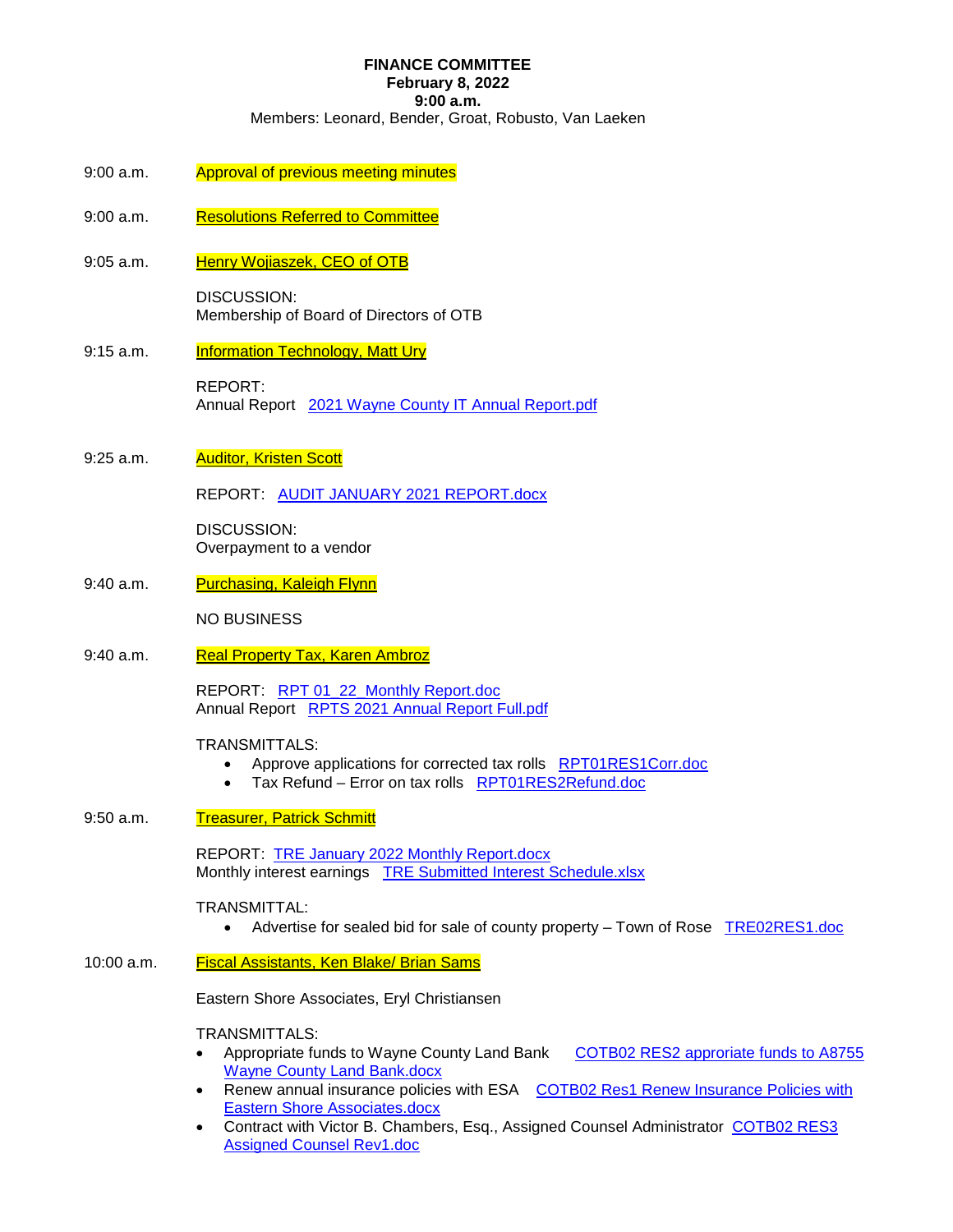# FINANCE COMMITTEE
**February 8, 2022**
**9:00 a.m.**
Members: Leonard, Bender, Groat, Robusto, Van Laeken

9:00 a.m. Approval of previous meeting minutes

9:00 a.m. Resolutions Referred to Committee

9:05 a.m. Henry Wojiaszek, CEO of OTB

DISCUSSION:
Membership of Board of Directors of OTB

9:15 a.m. Information Technology, Matt Ury

REPORT:
Annual Report 2021 Wayne County IT Annual Report.pdf

9:25 a.m. Auditor, Kristen Scott

REPORT: AUDIT JANUARY 2021 REPORT.docx

DISCUSSION:
Overpayment to a vendor

9:40 a.m. Purchasing, Kaleigh Flynn

NO BUSINESS

9:40 a.m. Real Property Tax, Karen Ambroz

REPORT: RPT 01_22_Monthly Report.doc
Annual Report RPTS 2021 Annual Report Full.pdf

TRANSMITTALS:
- Approve applications for corrected tax rolls RPT01RES1Corr.doc
- Tax Refund – Error on tax rolls RPT01RES2Refund.doc

9:50 a.m. Treasurer, Patrick Schmitt

REPORT: TRE January 2022 Monthly Report.docx
Monthly interest earnings TRE Submitted Interest Schedule.xlsx

TRANSMITTAL:
- Advertise for sealed bid for sale of county property – Town of Rose TRE02RES1.doc

10:00 a.m. Fiscal Assistants, Ken Blake/ Brian Sams

Eastern Shore Associates, Eryl Christiansen

TRANSMITTALS:
- Appropriate funds to Wayne County Land Bank COTB02 RES2 approriate funds to A8755 Wayne County Land Bank.docx
- Renew annual insurance policies with ESA COTB02 Res1 Renew Insurance Policies with Eastern Shore Associates.docx
- Contract with Victor B. Chambers, Esq., Assigned Counsel Administrator COTB02 RES3 Assigned Counsel Rev1.doc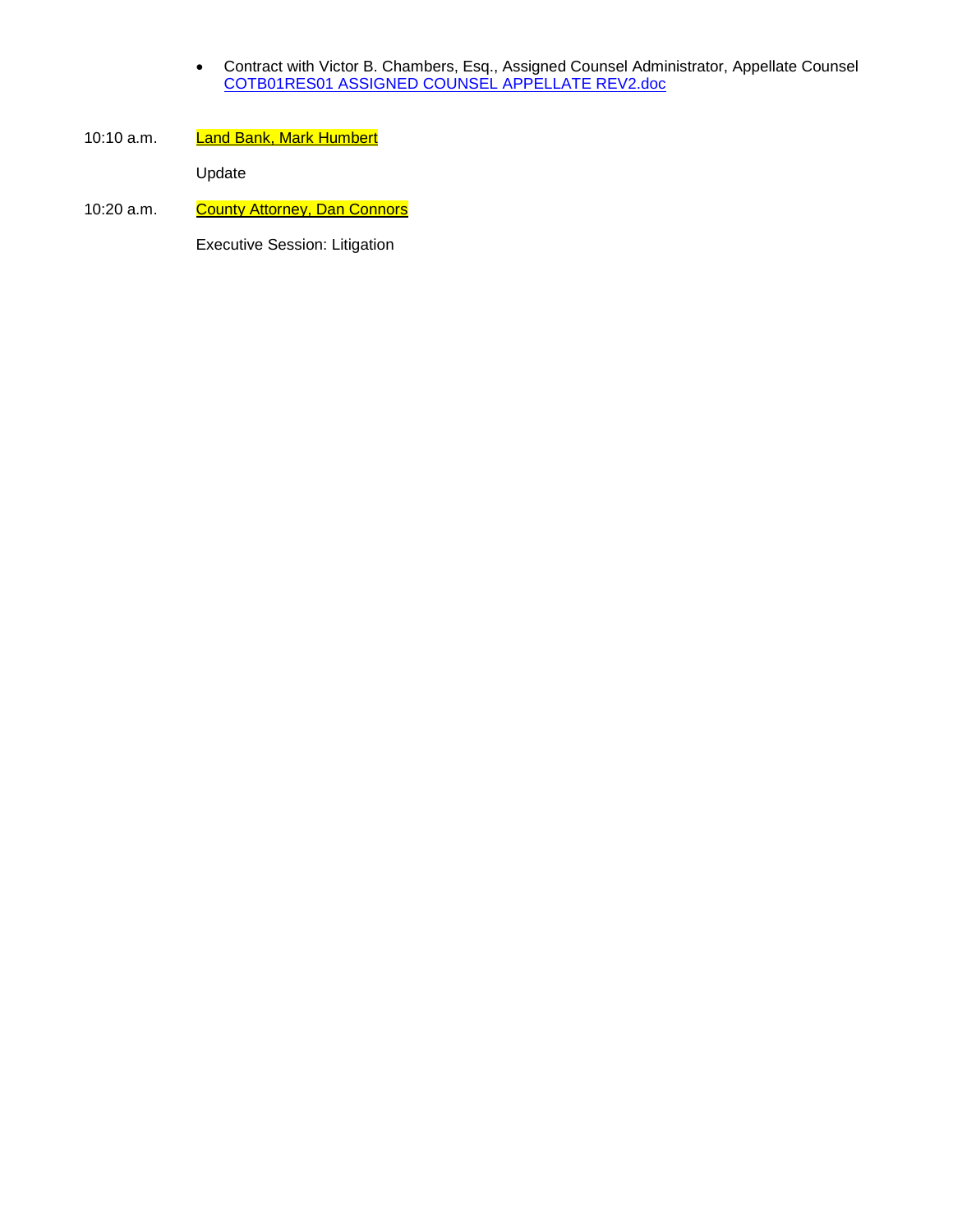- Contract with Victor B. Chambers, Esq., Assigned Counsel Administrator, Appellate Counsel
  COTB01RES01 ASSIGNED COUNSEL APPELLATE REV2.doc

10:10 a.m. **Land Bank, Mark Humbert**

Update

10:20 a.m. **County Attorney, Dan Connors**

Executive Session: Litigation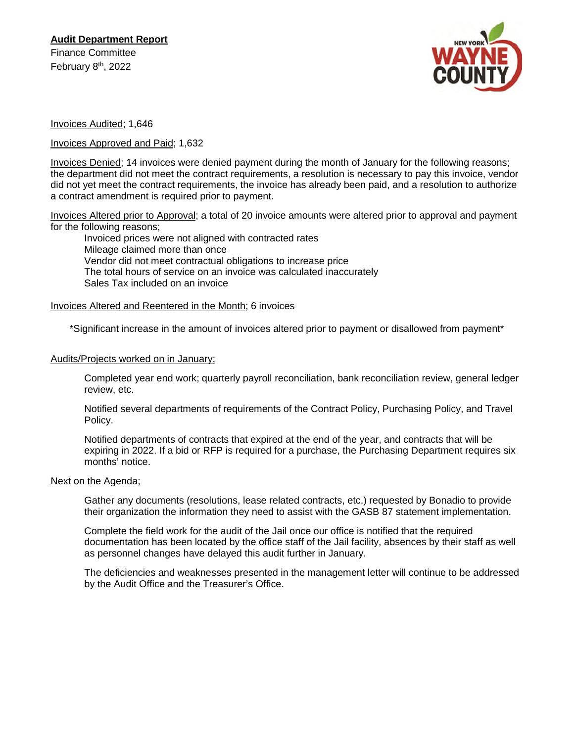**Audit Department Report**

Finance Committee

February 8th, 2022

Invoices Audited; 1,646

Invoices Approved and Paid; 1,632

Invoices Denied; 14 invoices were denied payment during the month of January for the following reasons; the department did not meet the contract requirements, a resolution is necessary to pay this invoice, vendor did not yet meet the contract requirements, the invoice has already been paid, and a resolution to authorize a contract amendment is required prior to payment.

Invoices Altered prior to Approval; a total of 20 invoice amounts were altered prior to approval and payment for the following reasons;

- Invoiced prices were not aligned with contracted rates
- Mileage claimed more than once
- Vendor did not meet contractual obligations to increase price
- The total hours of service on an invoice was calculated inaccurately
- Sales Tax included on an invoice

Invoices Altered and Reentered in the Month; 6 invoices

*Significant increase in the amount of invoices altered prior to payment or disallowed from payment*

Audits/Projects worked on in January;

Completed year end work; quarterly payroll reconciliation, bank reconciliation review, general ledger review, etc.

Notified several departments of requirements of the Contract Policy, Purchasing Policy, and Travel Policy.

Notified departments of contracts that expired at the end of the year, and contracts that will be expiring in 2022. If a bid or RFP is required for a purchase, the Purchasing Department requires six months' notice.

Next on the Agenda;

Gather any documents (resolutions, lease related contracts, etc.) requested by Bonadio to provide their organization the information they need to assist with the GASB 87 statement implementation.

Complete the field work for the audit of the Jail once our office is notified that the required documentation has been located by the office staff of the Jail facility, absences by their staff as well as personnel changes have delayed this audit further in January.

The deficiencies and weaknesses presented in the management letter will continue to be addressed by the Audit Office and the Treasurer's Office.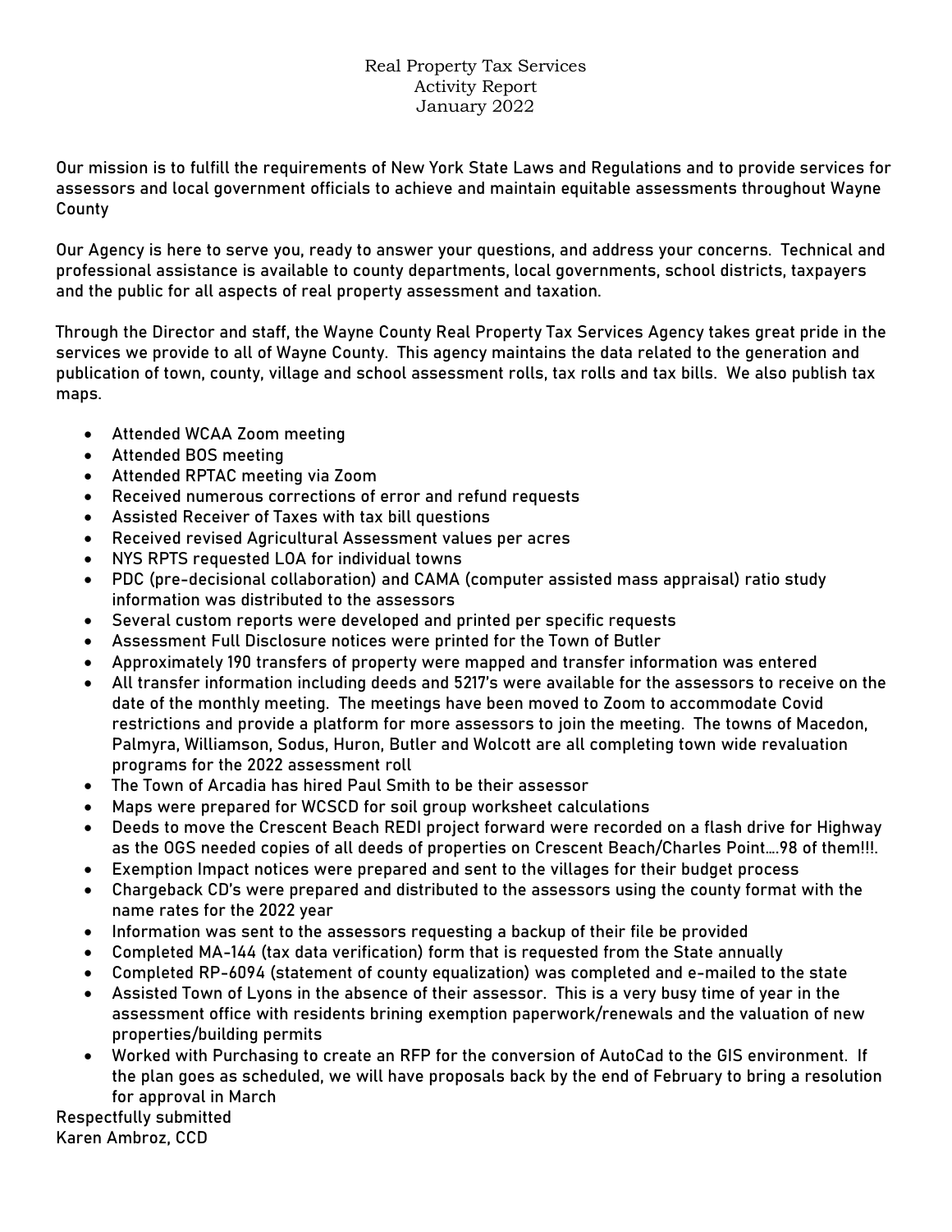# Real Property Tax Services
## Activity Report
## January 2022

Our mission is to fulfill the requirements of New York State Laws and Regulations and to provide services for assessors and local government officials to achieve and maintain equitable assessments throughout Wayne County

Our Agency is here to serve you, ready to answer your questions, and address your concerns. Technical and professional assistance is available to county departments, local governments, school districts, taxpayers and the public for all aspects of real property assessment and taxation.

Through the Director and staff, the Wayne County Real Property Tax Services Agency takes great pride in the services we provide to all of Wayne County. This agency maintains the data related to the generation and publication of town, county, village and school assessment rolls, tax rolls and tax bills. We also publish tax maps.

- Attended WCAA Zoom meeting
- Attended BOS meeting
- Attended RPTAC meeting via Zoom
- Received numerous corrections of error and refund requests
- Assisted Receiver of Taxes with tax bill questions
- Received revised Agricultural Assessment values per acres
- NYS RPTS requested LOA for individual towns
- PDC (pre-decisional collaboration) and CAMA (computer assisted mass appraisal) ratio study information was distributed to the assessors
- Several custom reports were developed and printed per specific requests
- Assessment Full Disclosure notices were printed for the Town of Butler
- Approximately 190 transfers of property were mapped and transfer information was entered
- All transfer information including deeds and 5217's were available for the assessors to receive on the date of the monthly meeting. The meetings have been moved to Zoom to accommodate Covid restrictions and provide a platform for more assessors to join the meeting. The towns of Macedon, Palmyra, Williamson, Sodus, Huron, Butler and Wolcott are all completing town wide revaluation programs for the 2022 assessment roll
- The Town of Arcadia has hired Paul Smith to be their assessor
- Maps were prepared for WCSCD for soil group worksheet calculations
- Deeds to move the Crescent Beach REDI project forward were recorded on a flash drive for Highway as the OGS needed copies of all deeds of properties on Crescent Beach/Charles Point….98 of them!!!.
- Exemption Impact notices were prepared and sent to the villages for their budget process
- Chargeback CD's were prepared and distributed to the assessors using the county format with the name rates for the 2022 year
- Information was sent to the assessors requesting a backup of their file be provided
- Completed MA-144 (tax data verification) form that is requested from the State annually
- Completed RP-6094 (statement of county equalization) was completed and e-mailed to the state
- Assisted Town of Lyons in the absence of their assessor. This is a very busy time of year in the assessment office with residents brining exemption paperwork/renewals and the valuation of new properties/building permits
- Worked with Purchasing to create an RFP for the conversion of AutoCad to the GIS environment. If the plan goes as scheduled, we will have proposals back by the end of February to bring a resolution for approval in March

Respectfully submitted
Karen Ambroz, CCD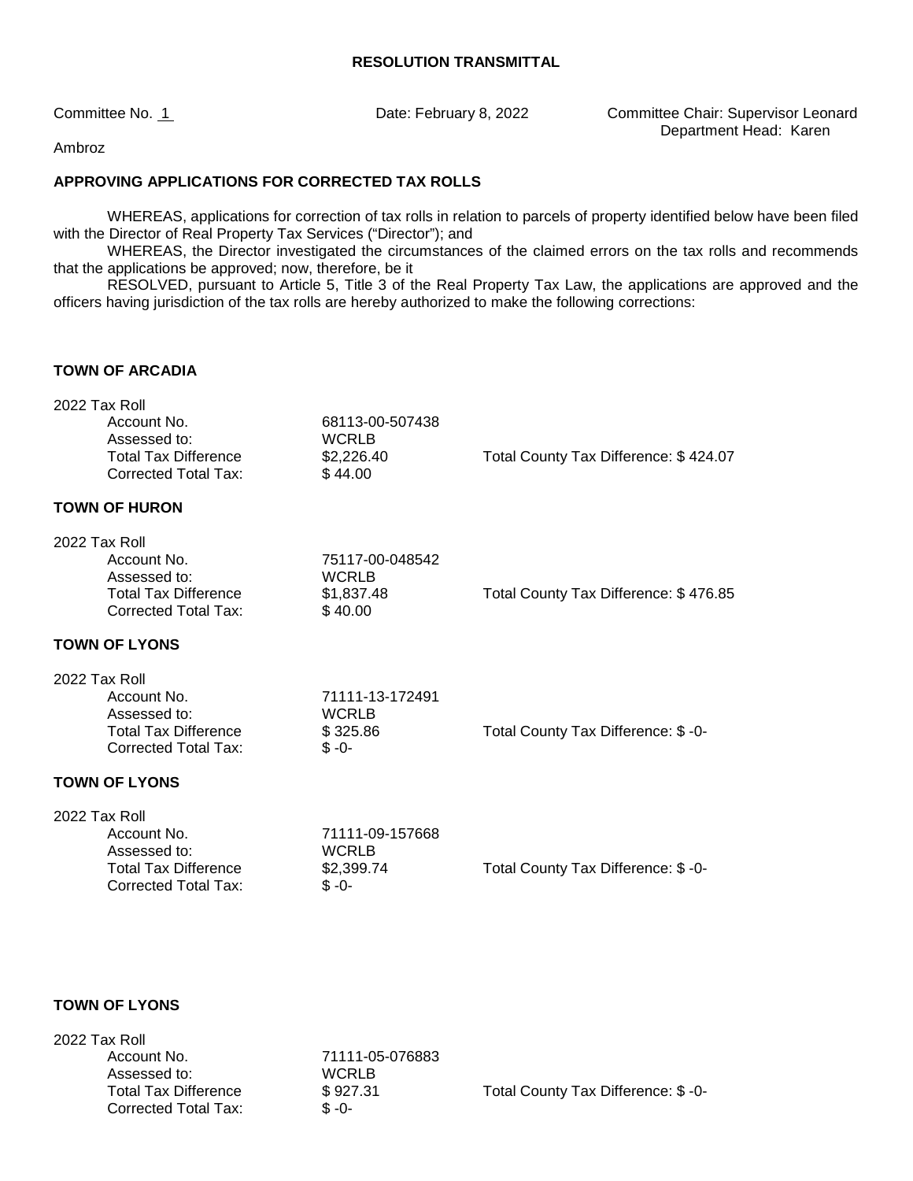**RESOLUTION TRANSMITTAL**

Committee No. 1 Date: February 8, 2022 Committee Chair: Supervisor Leonard Department Head: Karen Ambroz

**APPROVING APPLICATIONS FOR CORRECTED TAX ROLLS**

WHEREAS, applications for correction of tax rolls in relation to parcels of property identified below have been filed with the Director of Real Property Tax Services ("Director"); and

WHEREAS, the Director investigated the circumstances of the claimed errors on the tax rolls and recommends that the applications be approved; now, therefore, be it

RESOLVED, pursuant to Article 5, Title 3 of the Real Property Tax Law, the applications are approved and the officers having jurisdiction of the tax rolls are hereby authorized to make the following corrections:

**TOWN OF ARCADIA**

2022 Tax Roll

| | | |
|---|---|---|
| Account No. | 68113-00-507438 | |
| Assessed to: | WCRLB | |
| Total Tax Difference | $2,226.40 | Total County Tax Difference: $ 424.07 |
| Corrected Total Tax: | $ 44.00 | |

**TOWN OF HURON**

2022 Tax Roll

| | | |
|---|---|---|
| Account No. | 75117-00-048542 | |
| Assessed to: | WCRLB | |
| Total Tax Difference | $1,837.48 | Total County Tax Difference: $ 476.85 |
| Corrected Total Tax: | $ 40.00 | |

**TOWN OF LYONS**

2022 Tax Roll

| | | |
|---|---|---|
| Account No. | 71111-13-172491 | |
| Assessed to: | WCRLB | |
| Total Tax Difference | $ 325.86 | Total County Tax Difference: $ -0- |
| Corrected Total Tax: | $ -0- | |

**TOWN OF LYONS**

2022 Tax Roll

| | | |
|---|---|---|
| Account No. | 71111-09-157668 | |
| Assessed to: | WCRLB | |
| Total Tax Difference | $2,399.74 | Total County Tax Difference: $ -0- |
| Corrected Total Tax: | $ -0- | |

**TOWN OF LYONS**

2022 Tax Roll

| | | |
|---|---|---|
| Account No. | 71111-05-076883 | |
| Assessed to: | WCRLB | |
| Total Tax Difference | $ 927.31 | Total County Tax Difference: $ -0- |
| Corrected Total Tax: | $ -0- | |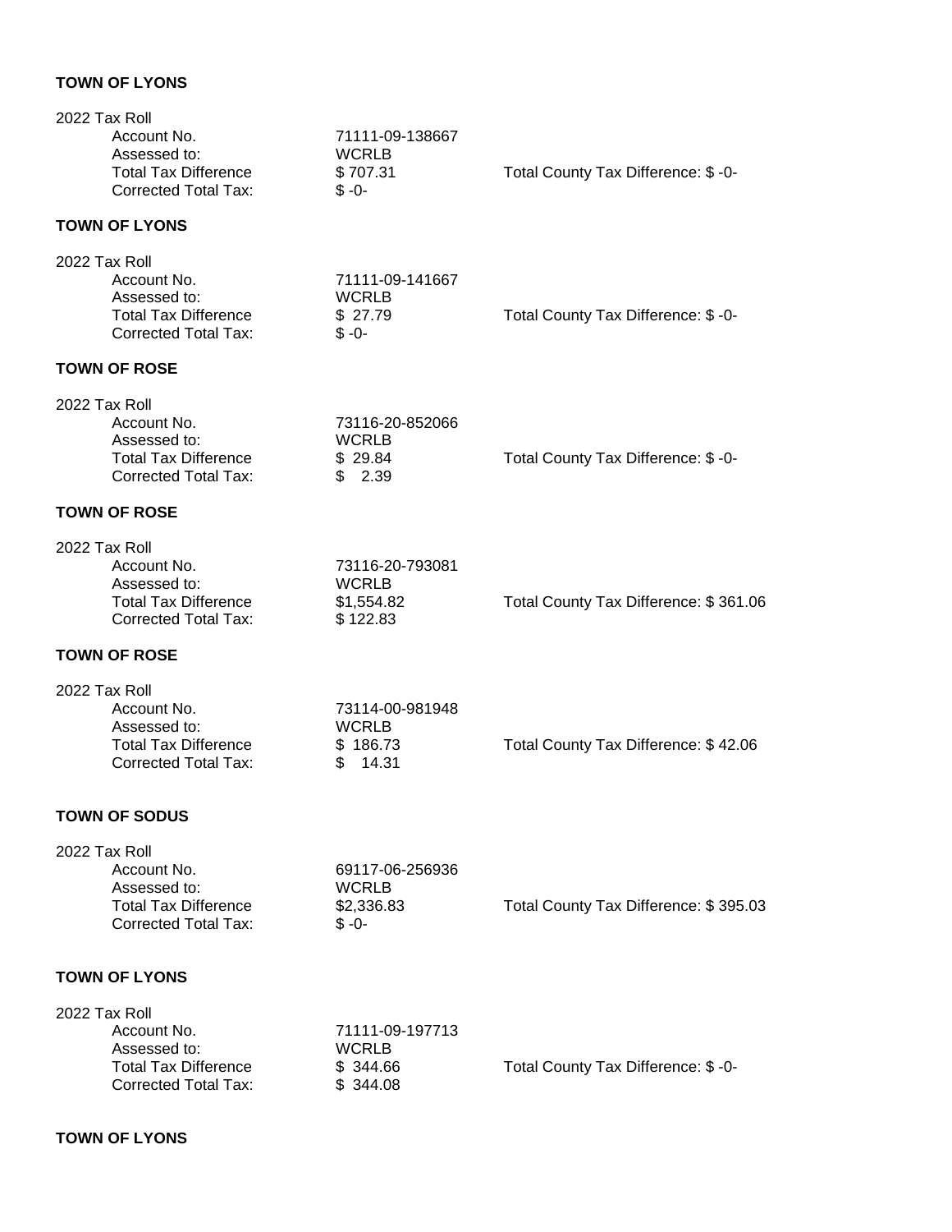**TOWN OF LYONS**

2022 Tax Roll

| | | |
|---|---|---|
| Account No. | 71111-09-138667 | |
| Assessed to: | WCRLB | |
| Total Tax Difference | $ 707.31 | Total County Tax Difference: $ -0- |
| Corrected Total Tax: | $ -0- | |

**TOWN OF LYONS**

2022 Tax Roll

| | | |
|---|---|---|
| Account No. | 71111-09-141667 | |
| Assessed to: | WCRLB | |
| Total Tax Difference | $ 27.79 | Total County Tax Difference: $ -0- |
| Corrected Total Tax: | $ -0- | |

**TOWN OF ROSE**

2022 Tax Roll

| | | |
|---|---|---|
| Account No. | 73116-20-852066 | |
| Assessed to: | WCRLB | |
| Total Tax Difference | $ 29.84 | Total County Tax Difference: $ -0- |
| Corrected Total Tax: | $ 2.39 | |

**TOWN OF ROSE**

2022 Tax Roll

| | | |
|---|---|---|
| Account No. | 73116-20-793081 | |
| Assessed to: | WCRLB | |
| Total Tax Difference | $1,554.82 | Total County Tax Difference: $ 361.06 |
| Corrected Total Tax: | $ 122.83 | |

**TOWN OF ROSE**

2022 Tax Roll

| | | |
|---|---|---|
| Account No. | 73114-00-981948 | |
| Assessed to: | WCRLB | |
| Total Tax Difference | $ 186.73 | Total County Tax Difference: $ 42.06 |
| Corrected Total Tax: | $ 14.31 | |

**TOWN OF SODUS**

2022 Tax Roll

| | | |
|---|---|---|
| Account No. | 69117-06-256936 | |
| Assessed to: | WCRLB | |
| Total Tax Difference | $2,336.83 | Total County Tax Difference: $ 395.03 |
| Corrected Total Tax: | $ -0- | |

**TOWN OF LYONS**

2022 Tax Roll

| | | |
|---|---|---|
| Account No. | 71111-09-197713 | |
| Assessed to: | WCRLB | |
| Total Tax Difference | $ 344.66 | Total County Tax Difference: $ -0- |
| Corrected Total Tax: | $ 344.08 | |

**TOWN OF LYONS**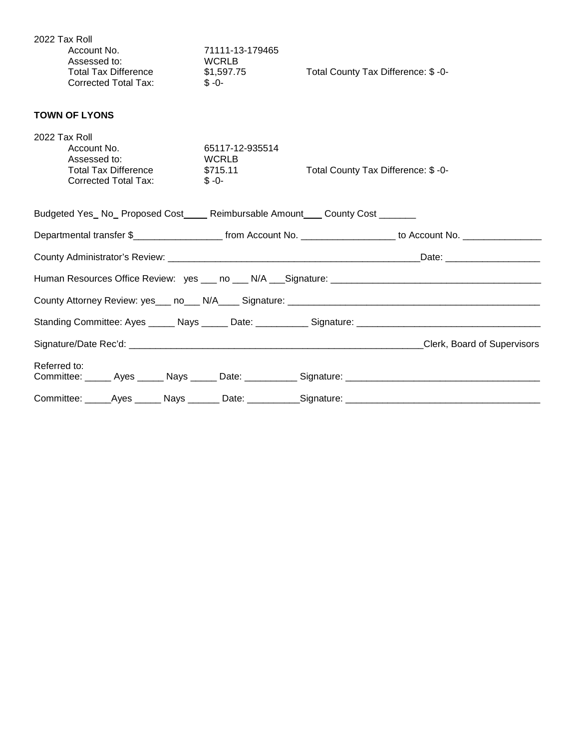2022 Tax Roll

| | | |
|---|---|---|
| Account No. | 71111-13-179465 | |
| Assessed to: | WCRLB | |
| Total Tax Difference | $1,597.75 | Total County Tax Difference: $ -0- |
| Corrected Total Tax: | $ -0- | |

**TOWN OF LYONS**

2022 Tax Roll

| | | |
|---|---|---|
| Account No. | 65117-12-935514 | |
| Assessed to: | WCRLB | |
| Total Tax Difference | $715.11 | Total County Tax Difference: $ -0- |
| Corrected Total Tax: | $ -0- | |

Budgeted Yes_ No_ Proposed Cost____ Reimbursable Amount___ County Cost _______

Departmental transfer $_________________ from Account No. _________________ to Account No. _______________

County Administrator's Review: ________________________________________________Date: __________________

Human Resources Office Review: yes ___ no ___ N/A ___Signature: ________________________________________

County Attorney Review: yes___ no___ N/A____ Signature: ________________________________________________

Standing Committee: Ayes _____ Nays _____ Date: __________ Signature: __________________________________

Signature/Date Rec'd: _______________________________________________________Clerk, Board of Supervisors

Referred to:
Committee: _____ Ayes _____ Nays _____ Date: __________ Signature: ____________________________________

Committee: _____Ayes _____ Nays ______ Date: __________Signature: ____________________________________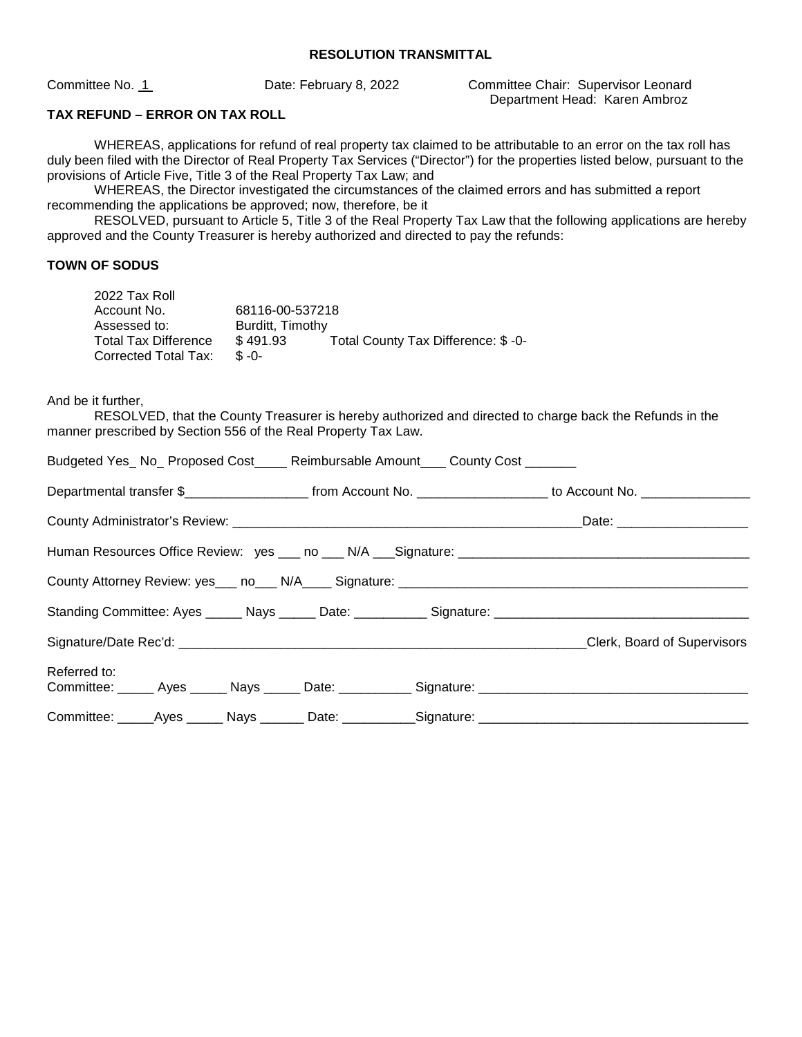**RESOLUTION TRANSMITTAL**

Committee No. 1 Date: February 8, 2022 Committee Chair: Supervisor Leonard
Department Head: Karen Ambroz

**TAX REFUND – ERROR ON TAX ROLL**

WHEREAS, applications for refund of real property tax claimed to be attributable to an error on the tax roll has duly been filed with the Director of Real Property Tax Services ("Director") for the properties listed below, pursuant to the provisions of Article Five, Title 3 of the Real Property Tax Law; and

WHEREAS, the Director investigated the circumstances of the claimed errors and has submitted a report recommending the applications be approved; now, therefore, be it

RESOLVED, pursuant to Article 5, Title 3 of the Real Property Tax Law that the following applications are hereby approved and the County Treasurer is hereby authorized and directed to pay the refunds:

**TOWN OF SODUS**

2022 Tax Roll
Account No. 68116-00-537218
Assessed to: Burditt, Timothy
Total Tax Difference $ 491.93 Total County Tax Difference: $ -0-
Corrected Total Tax: $ -0-

And be it further,

RESOLVED, that the County Treasurer is hereby authorized and directed to charge back the Refunds in the manner prescribed by Section 556 of the Real Property Tax Law.

Budgeted Yes_ No_ Proposed Cost____ Reimbursable Amount___ County Cost _______

Departmental transfer $_________________ from Account No. __________________ to Account No. _______________

County Administrator's Review: __________________________________________________Date: __________________

Human Resources Office Review: yes ___ no ___ N/A ___Signature: ________________________________________

County Attorney Review: yes___ no___ N/A____ Signature: _________________________________________________

Standing Committee: Ayes _____ Nays _____ Date: __________ Signature: __________________________________

Signature/Date Rec'd: __________________________________________________________Clerk, Board of Supervisors

Referred to:
Committee: _____ Ayes _____ Nays _____ Date: __________ Signature: ____________________________________

Committee: _____Ayes _____ Nays ______ Date: __________Signature: ____________________________________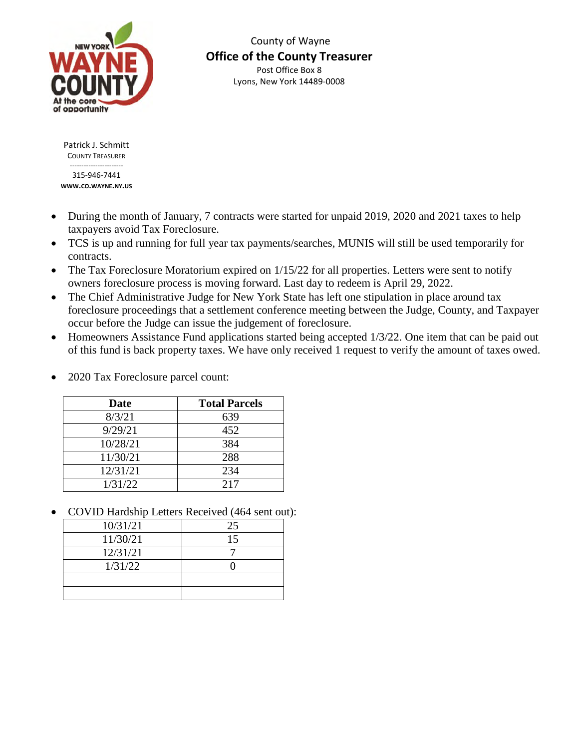County of Wayne

**Office of the County Treasurer**

Post Office Box 8

Lyons, New York 14489-0008

Patrick J. Schmitt

COUNTY TREASURER

-----------------------

315-946-7441

**WWW.CO.WAYNE.NY.US**

- During the month of January, 7 contracts were started for unpaid 2019, 2020 and 2021 taxes to help taxpayers avoid Tax Foreclosure.
- TCS is up and running for full year tax payments/searches, MUNIS will still be used temporarily for contracts.
- The Tax Foreclosure Moratorium expired on 1/15/22 for all properties. Letters were sent to notify owners foreclosure process is moving forward. Last day to redeem is April 29, 2022.
- The Chief Administrative Judge for New York State has left one stipulation in place around tax foreclosure proceedings that a settlement conference meeting between the Judge, County, and Taxpayer occur before the Judge can issue the judgement of foreclosure.
- Homeowners Assistance Fund applications started being accepted 1/3/22. One item that can be paid out of this fund is back property taxes. We have only received 1 request to verify the amount of taxes owed.

- 2020 Tax Foreclosure parcel count:

| Date | Total Parcels |
|---|---|
| 8/3/21 | 639 |
| 9/29/21 | 452 |
| 10/28/21 | 384 |
| 11/30/21 | 288 |
| 12/31/21 | 234 |
| 1/31/22 | 217 |

- COVID Hardship Letters Received (464 sent out):

| Date | Received |
|---|---|
| 10/31/21 | 25 |
| 11/30/21 | 15 |
| 12/31/21 | 7 |
| 1/31/22 | 0 |
| | |
| | |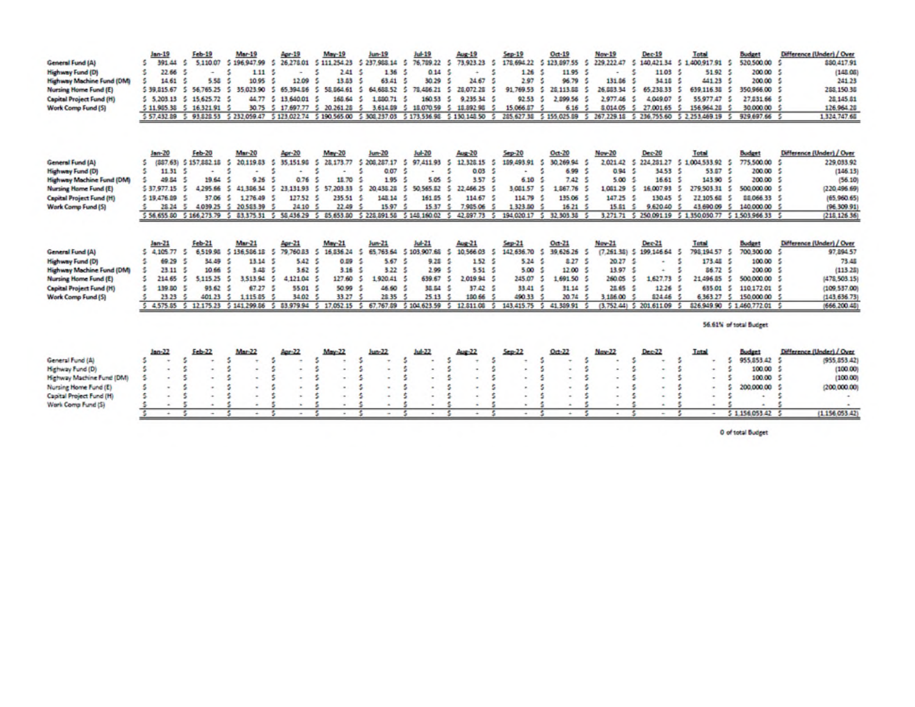| | Jan-19 | Feb-19 | Mar-19 | Apr-19 | May-19 | Jun-19 | Jul-19 | Aug-19 | Sep-19 | Oct-19 | Nov-19 | Dec-19 | Total | Budget | Difference (Under) / Over |
|---|---|---|---|---|---|---|---|---|---|---|---|---|---|---|---|
| General Fund (A) | $ 391.44 | $ 5,110.07 | $ 196,947.99 | $ 26,278.01 | $ 111,254.23 | $ 237,988.14 | $ 76,789.22 | $ 73,923.23 | $ 178,694.22 | $ 123,897.55 | $ 229,222.47 | $ 140,421.34 | $ 1,400,917.91 | $ 520,500.00 | $ 880,417.91 |
| Highway Fund (D) | $ 22.66 | $ - | $ 1.11 | $ - | $ 2.41 | $ 1.36 | $ 0.14 | $ - | $ 1.26 | $ 11.95 | $ - | $ 11.03 | $ 51.92 | $ 200.00 | $ (148.08) |
| Highway Machine Fund (DM) | $ 14.61 | $ 5.58 | $ 10.95 | $ 12.09 | $ 13.83 | $ 63.41 | $ 30.29 | $ 24.67 | $ 2.97 | $ 96.79 | $ 131.86 | $ 34.18 | $ 441.23 | $ 200.00 | $ 241.23 |
| Nursing Home Fund (E) | $ 39,815.67 | $ 56,765.25 | $ 35,023.90 | $ 65,394.86 | $ 58,864.61 | $ 64,688.52 | $ 78,486.21 | $ 28,072.28 | $ 91,769.53 | $ 28,113.88 | $ 26,883.34 | $ 65,238.33 | $ 639,116.38 | $ 350,966.00 | $ 288,150.38 |
| Capital Project Fund (H) | $ 5,203.13 | $ 15,625.72 | $ 44.77 | $ 13,640.01 | $ 168.64 | $ 1,880.71 | $ 160.53 | $ 9,235.34 | $ 92.53 | $ 2,899.56 | $ 2,977.46 | $ 4,049.07 | $ 55,977.47 | $ 27,831.66 | $ 28,145.81 |
| Work Comp Fund (S) | $ 11,985.38 | $ 16,321.91 | $ 30.75 | $ 17,697.77 | $ 20,261.28 | $ 3,614.89 | $ 18,070.59 | $ 18,892.98 | $ 15,066.87 | $ 6.16 | $ 8,014.05 | $ 27,001.65 | $ 156,964.28 | $ 30,000.00 | $ 126,964.28 |
| | $ 57,432.89 | $ 93,828.53 | $ 232,059.47 | $ 123,022.74 | $ 190,565.00 | $ 308,237.03 | $ 173,536.98 | $ 130,148.50 | $ 285,627.38 | $ 155,025.89 | $ 267,229.18 | $ 236,755.60 | $ 2,253,469.19 | $ 929,697.66 | $ 1,324,747.68 |

| | Jan-20 | Feb-20 | Mar-20 | Apr-20 | May-20 | Jun-20 | Jul-20 | Aug-20 | Sep-20 | Oct-20 | Nov-20 | Dec-20 | Total | Budget | Difference (Under) / Over |
|---|---|---|---|---|---|---|---|---|---|---|---|---|---|---|---|
| General Fund (A) | $ (887.63) | $ 157,882.18 | $ 20,119.83 | $ 35,151.98 | $ 28,173.77 | $ 208,287.17 | $ 97,411.93 | $ 12,328.15 | $ 189,493.91 | $ 30,269.94 | $ 2,021.42 | $ 224,281.27 | $ 1,004,533.92 | $ 775,500.00 | $ 229,033.92 |
| Highway Fund (D) | $ 11.31 | $ - | $ - | $ - | $ - | $ 0.07 | $ - | $ 0.03 | $ - | $ 6.99 | $ 0.94 | $ 34.53 | $ 53.87 | $ 200.00 | $ (146.13) |
| Highway Machine Fund (DM) | $ 49.84 | $ 19.64 | $ 9.26 | $ 0.76 | $ 18.70 | $ 1.95 | $ 5.05 | $ 3.57 | $ 6.10 | $ 7.42 | $ 5.00 | $ 16.61 | $ 143.90 | $ 200.00 | $ (56.10) |
| Nursing Home Fund (E) | $ 37,977.15 | $ 4,295.66 | $ 41,386.34 | $ 23,131.93 | $ 57,203.33 | $ 20,438.28 | $ 50,565.82 | $ 22,466.25 | $ 3,081.57 | $ 1,867.76 | $ 1,081.29 | $ 16,007.93 | $ 279,503.31 | $ 500,000.00 | $ (220,496.69) |
| Capital Project Fund (H) | $ 19,476.89 | $ 37.06 | $ 1,276.49 | $ 127.52 | $ 235.51 | $ 148.14 | $ 161.85 | $ 114.67 | $ 114.79 | $ 135.06 | $ 147.25 | $ 130.45 | $ 22,105.68 | $ 88,066.33 | $ (65,960.65) |
| Work Comp Fund (S) | $ 28.24 | $ 4,039.25 | $ 20,583.39 | $ 24.10 | $ 22.49 | $ 15.97 | $ 15.37 | $ 7,985.06 | $ 1,323.80 | $ 16.21 | $ 15.81 | $ 9,620.40 | $ 43,690.09 | $ 140,000.00 | $ (96,309.91) |
| | $ 56,655.80 | $ 166,273.79 | $ 83,375.31 | $ 58,436.29 | $ 85,653.80 | $ 228,891.58 | $ 148,160.02 | $ 42,897.73 | $ 194,020.17 | $ 32,303.38 | $ 3,271.71 | $ 250,091.19 | $ 1,350,030.77 | $ 1,503,966.33 | $ (218,126.36) |

| | Jan-21 | Feb-21 | Mar-21 | Apr-21 | May-21 | Jun-21 | Jul-21 | Aug-21 | Sep-21 | Oct-21 | Nov-21 | Dec-21 | Total | Budget | Difference (Under) / Over |
|---|---|---|---|---|---|---|---|---|---|---|---|---|---|---|---|
| General Fund (A) | $ 4,105.77 | $ 6,519.98 | $ 136,586.18 | $ 79,760.83 | $ 16,836.24 | $ 65,763.64 | $ 103,907.68 | $ 10,566.03 | $ 142,636.70 | $ 39,626.26 | $ (7,261.38) | $ 199,146.64 | $ 798,194.57 | $ 700,300.00 | $ 97,894.57 |
| Highway Fund (D) | $ 69.29 | $ 34.49 | $ 13.14 | $ 5.42 | $ 0.89 | $ 5.67 | $ 9.28 | $ 1.52 | $ 5.24 | $ 8.27 | $ 20.27 | $ - | $ 173.48 | $ 100.00 | $ 73.48 |
| Highway Machine Fund (DM) | $ 23.11 | $ 10.66 | $ 3.48 | $ 3.62 | $ 3.16 | $ 3.22 | $ 2.99 | $ 5.51 | $ 5.00 | $ 12.00 | $ 13.97 | $ - | $ 86.72 | $ 200.00 | $ (113.28) |
| Nursing Home Fund (E) | $ 214.65 | $ 5,115.25 | $ 3,513.94 | $ 4,121.04 | $ 127.60 | $ 1,920.41 | $ 639.67 | $ 2,019.94 | $ 245.07 | $ 1,691.50 | $ 260.05 | $ 1,627.73 | $ 21,496.85 | $ 500,000.00 | $ (478,503.15) |
| Capital Project Fund (H) | $ 139.80 | $ 93.62 | $ 67.27 | $ 55.01 | $ 50.99 | $ 46.60 | $ 38.84 | $ 37.42 | $ 33.41 | $ 31.14 | $ 28.65 | $ 12.26 | $ 635.01 | $ 110,172.01 | $ (109,537.00) |
| Work Comp Fund (S) | $ 23.23 | $ 401.23 | $ 1,115.85 | $ 34.02 | $ 33.27 | $ 28.35 | $ 25.13 | $ 180.66 | $ 490.33 | $ 20.74 | $ 3,186.00 | $ 824.46 | $ 6,363.27 | $ 150,000.00 | $ (143,636.73) |
| | $ 4,575.85 | $ 12,175.23 | $ 141,299.86 | $ 83,979.94 | $ 17,052.15 | $ 67,767.89 | $ 104,623.59 | $ 12,811.08 | $ 143,415.75 | $ 41,389.91 | $ (3,752.44) | $ 201,611.09 | $ 826,949.90 | $ 1,460,772.01 | $ (666,200.48) |

56.61% of total Budget

| | Jan-22 | Feb-22 | Mar-22 | Apr-22 | May-22 | Jun-22 | Jul-22 | Aug-22 | Sep-22 | Oct-22 | Nov-22 | Dec-22 | Total | Budget | Difference (Under) / Over |
|---|---|---|---|---|---|---|---|---|---|---|---|---|---|---|---|
| General Fund (A) | $ - | $ - | $ - | $ - | $ - | $ - | $ - | $ - | $ - | $ - | $ - | $ - | $ - | $ 955,853.42 | $ (955,853.42) |
| Highway Fund (D) | $ - | $ - | $ - | $ - | $ - | $ - | $ - | $ - | $ - | $ - | $ - | $ - | $ - | $ 100.00 | $ (100.00) |
| Highway Machine Fund (DM) | $ - | $ - | $ - | $ - | $ - | $ - | $ - | $ - | $ - | $ - | $ - | $ - | $ - | $ 100.00 | $ (100.00) |
| Nursing Home Fund (E) | $ - | $ - | $ - | $ - | $ - | $ - | $ - | $ - | $ - | $ - | $ - | $ - | $ - | $ 200,000.00 | $ (200,000.00) |
| Capital Project Fund (H) | $ - | $ - | $ - | $ - | $ - | $ - | $ - | $ - | $ - | $ - | $ - | $ - | $ - | $ - | $ - |
| Work Comp Fund (S) | $ - | $ - | $ - | $ - | $ - | $ - | $ - | $ - | $ - | $ - | $ - | $ - | $ - | $ - | $ - |
| | $ - | $ - | $ - | $ - | $ - | $ - | $ - | $ - | $ - | $ - | $ - | $ - | $ - | $ 1,156,053.42 | $ (1,156,053.42) |

0 of total Budget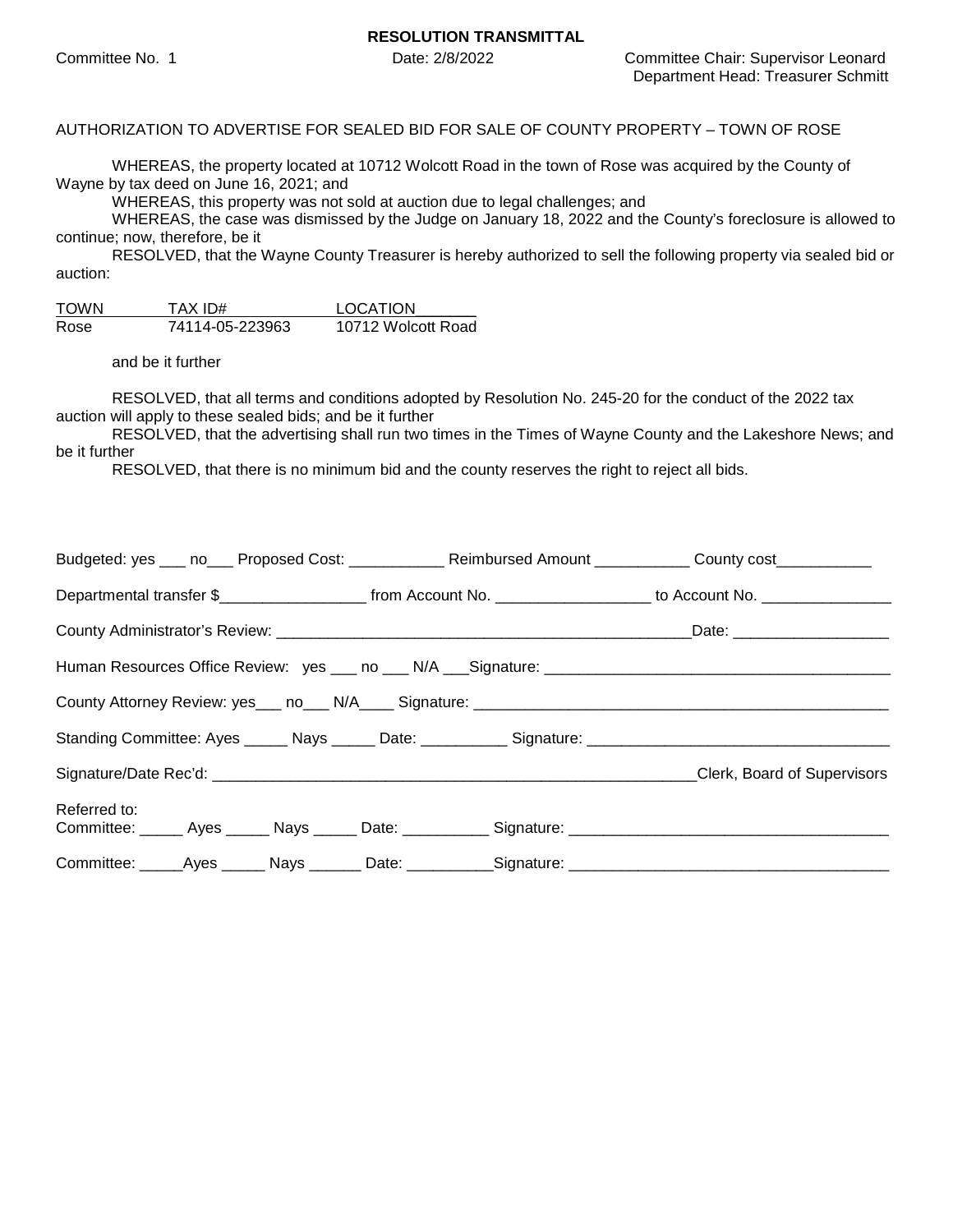**RESOLUTION TRANSMITTAL**

Committee No. 1 Date: 2/8/2022 Committee Chair: Supervisor Leonard
Department Head: Treasurer Schmitt

AUTHORIZATION TO ADVERTISE FOR SEALED BID FOR SALE OF COUNTY PROPERTY – TOWN OF ROSE

WHEREAS, the property located at 10712 Wolcott Road in the town of Rose was acquired by the County of Wayne by tax deed on June 16, 2021; and

WHEREAS, this property was not sold at auction due to legal challenges; and

WHEREAS, the case was dismissed by the Judge on January 18, 2022 and the County's foreclosure is allowed to continue; now, therefore, be it

RESOLVED, that the Wayne County Treasurer is hereby authorized to sell the following property via sealed bid or auction:

| TOWN | TAX ID# | LOCATION |
|---|---|---|
| Rose | 74114-05-223963 | 10712 Wolcott Road |

and be it further

RESOLVED, that all terms and conditions adopted by Resolution No. 245-20 for the conduct of the 2022 tax auction will apply to these sealed bids; and be it further

RESOLVED, that the advertising shall run two times in the Times of Wayne County and the Lakeshore News; and be it further

RESOLVED, that there is no minimum bid and the county reserves the right to reject all bids.

Budgeted: yes ___ no___ Proposed Cost: ___________ Reimbursed Amount ___________ County cost___________

Departmental transfer $_________________ from Account No. __________________ to Account No. _______________

County Administrator's Review: __________________________________________________Date: __________________

Human Resources Office Review: yes ___ no ___ N/A ___Signature: ________________________________________

County Attorney Review: yes___ no___ N/A____ Signature: _________________________________________________

Standing Committee: Ayes _____ Nays _____ Date: __________ Signature: ___________________________________

Signature/Date Rec'd: __________________________________________________________Clerk, Board of Supervisors

Referred to:
Committee: _____ Ayes _____ Nays _____ Date: __________ Signature: ____________________________________

Committee: _____Ayes _____ Nays ______ Date: __________Signature: ____________________________________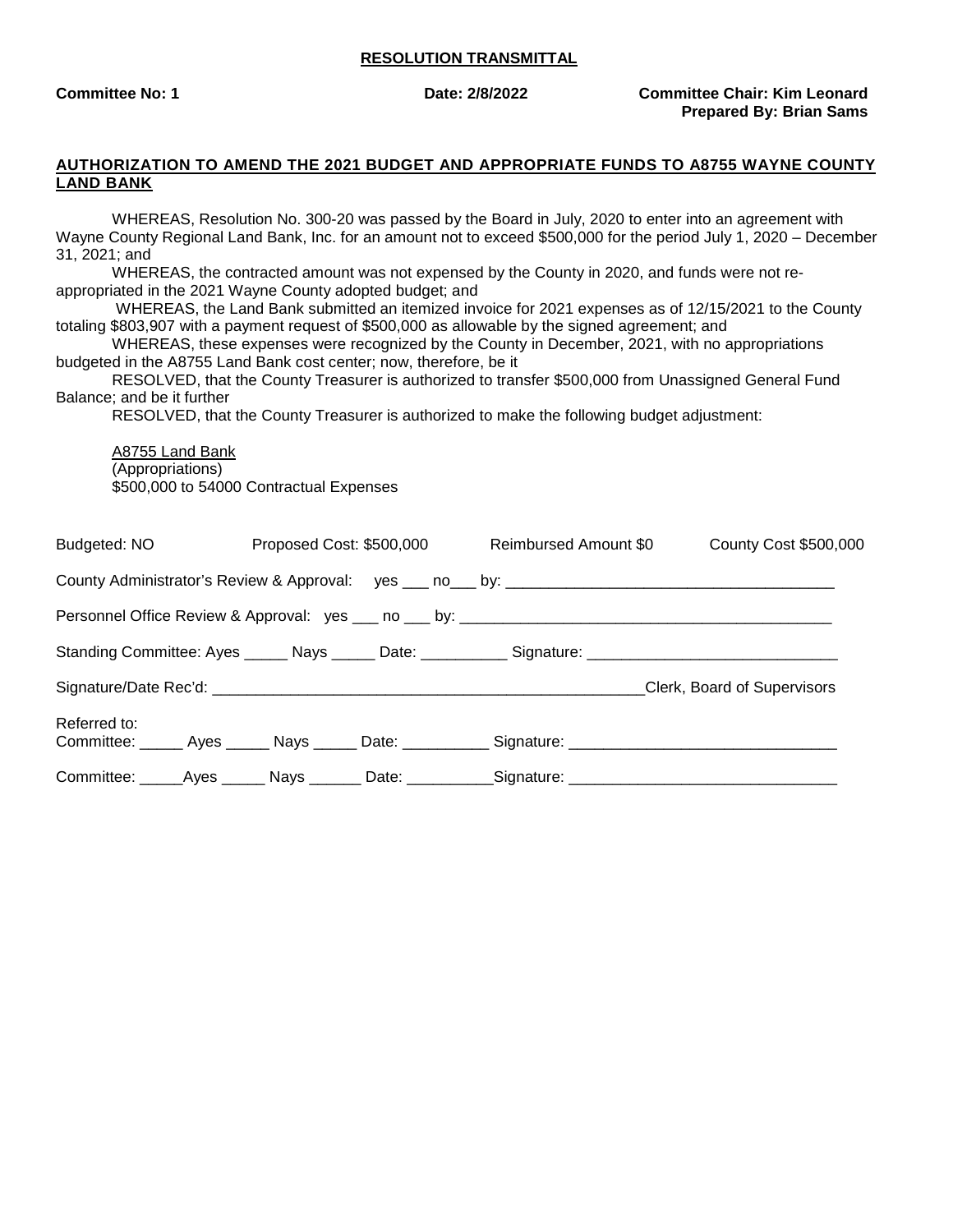**RESOLUTION TRANSMITTAL**

**Committee No: 1** **Date: 2/8/2022** **Committee Chair: Kim Leonard**
**Prepared By: Brian Sams**

**AUTHORIZATION TO AMEND THE 2021 BUDGET AND APPROPRIATE FUNDS TO A8755 WAYNE COUNTY LAND BANK**

WHEREAS, Resolution No. 300-20 was passed by the Board in July, 2020 to enter into an agreement with Wayne County Regional Land Bank, Inc. for an amount not to exceed $500,000 for the period July 1, 2020 – December 31, 2021; and

WHEREAS, the contracted amount was not expensed by the County in 2020, and funds were not re-appropriated in the 2021 Wayne County adopted budget; and

WHEREAS, the Land Bank submitted an itemized invoice for 2021 expenses as of 12/15/2021 to the County totaling $803,907 with a payment request of $500,000 as allowable by the signed agreement; and

WHEREAS, these expenses were recognized by the County in December, 2021, with no appropriations budgeted in the A8755 Land Bank cost center; now, therefore, be it

RESOLVED, that the County Treasurer is authorized to transfer $500,000 from Unassigned General Fund Balance; and be it further

RESOLVED, that the County Treasurer is authorized to make the following budget adjustment:

A8755 Land Bank
(Appropriations)
$500,000 to 54000 Contractual Expenses

Budgeted: NO Proposed Cost: $500,000 Reimbursed Amount $0 County Cost $500,000

County Administrator's Review & Approval: yes ___ no___ by: ______________________________________

Personnel Office Review & Approval: yes ___ no ___ by: ____________________________________________

Standing Committee: Ayes _____ Nays _____ Date: __________ Signature: _____________________________

Signature/Date Rec'd: ___________________________________________________Clerk, Board of Supervisors

Referred to:
Committee: _____ Ayes _____ Nays _____ Date: __________ Signature: _______________________________

Committee: _____Ayes _____ Nays ______ Date: __________Signature: _______________________________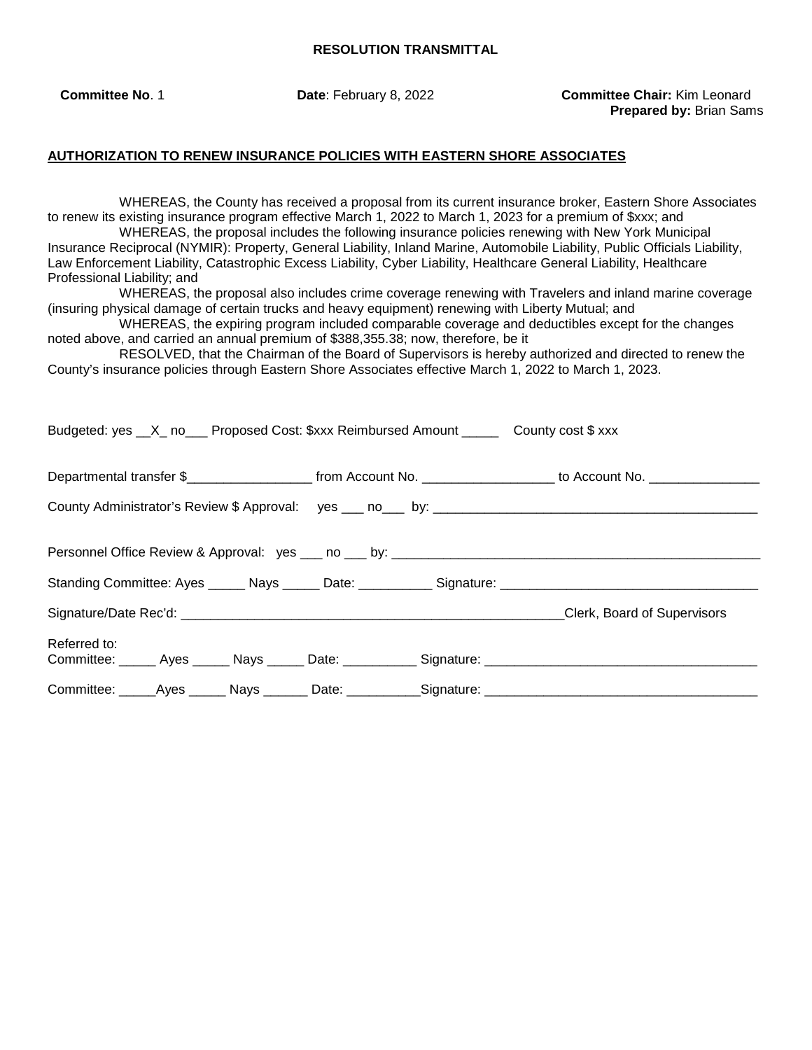**RESOLUTION TRANSMITTAL**

**Committee No**. 1 **Date**: February 8, 2022 **Committee Chair:** Kim Leonard
**Prepared by:** Brian Sams

**AUTHORIZATION TO RENEW INSURANCE POLICIES WITH EASTERN SHORE ASSOCIATES**

WHEREAS, the County has received a proposal from its current insurance broker, Eastern Shore Associates to renew its existing insurance program effective March 1, 2022 to March 1, 2023 for a premium of $xxx; and

WHEREAS, the proposal includes the following insurance policies renewing with New York Municipal Insurance Reciprocal (NYMIR): Property, General Liability, Inland Marine, Automobile Liability, Public Officials Liability, Law Enforcement Liability, Catastrophic Excess Liability, Cyber Liability, Healthcare General Liability, Healthcare Professional Liability; and

WHEREAS, the proposal also includes crime coverage renewing with Travelers and inland marine coverage (insuring physical damage of certain trucks and heavy equipment) renewing with Liberty Mutual; and

WHEREAS, the expiring program included comparable coverage and deductibles except for the changes noted above, and carried an annual premium of $388,355.38; now, therefore, be it

RESOLVED, that the Chairman of the Board of Supervisors is hereby authorized and directed to renew the County's insurance policies through Eastern Shore Associates effective March 1, 2022 to March 1, 2023.

Budgeted: yes __X_ no___ Proposed Cost: $xxx Reimbursed Amount _____ County cost $ xxx

Departmental transfer $_________________ from Account No. _________________ to Account No. _______________

County Administrator's Review $ Approval: yes ___ no___ by: ____________________________________________

Personnel Office Review & Approval: yes ___ no ___ by: ___________________________________________________

Standing Committee: Ayes _____ Nays _____ Date: __________ Signature: ___________________________________

Signature/Date Rec'd: _____________________________________________________Clerk, Board of Supervisors

Referred to:
Committee: _____ Ayes _____ Nays _____ Date: __________ Signature: ____________________________________

Committee: _____Ayes _____ Nays ______ Date: __________Signature: ____________________________________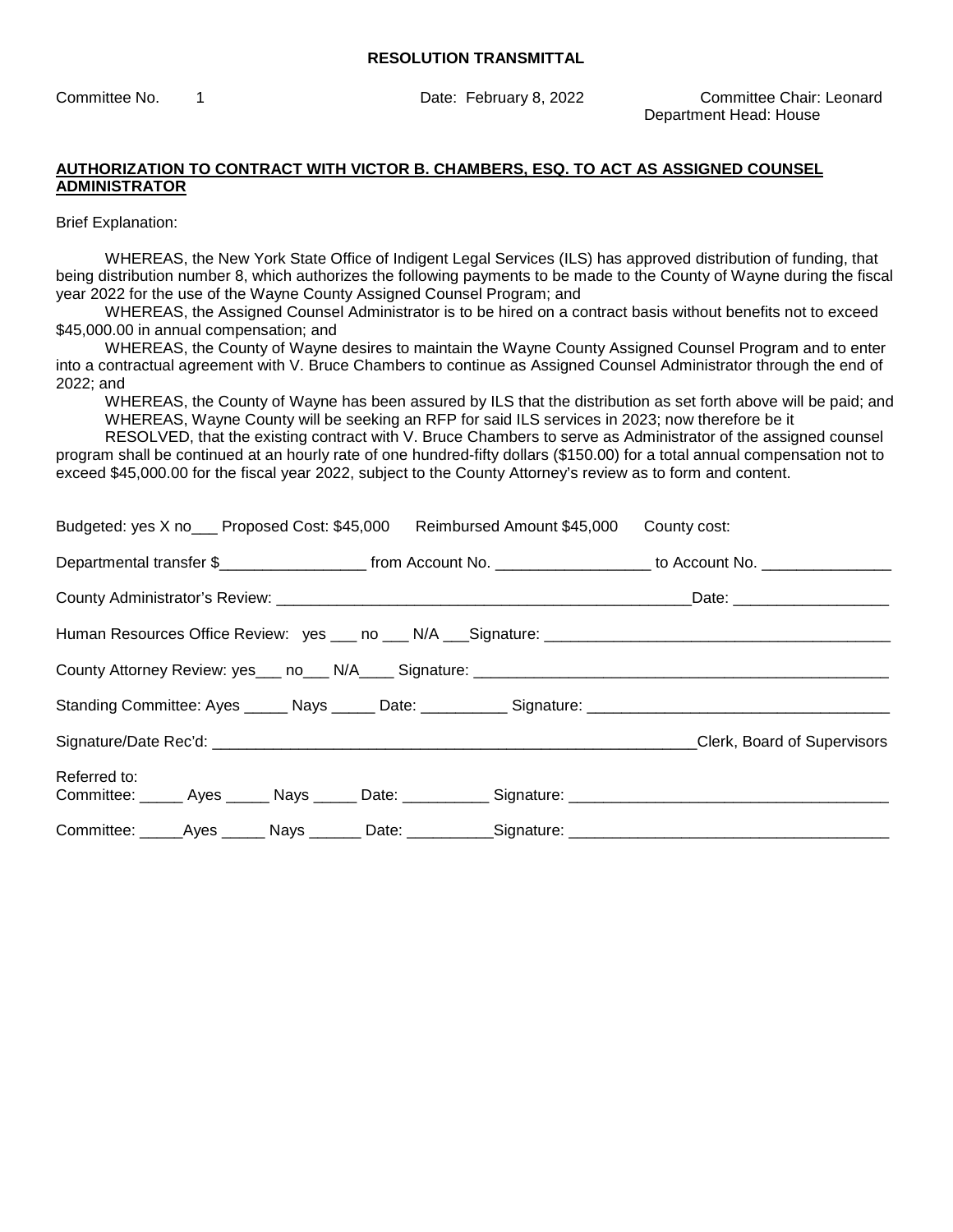**RESOLUTION TRANSMITTAL**

Committee No. 1 Date: February 8, 2022 Committee Chair: Leonard
Department Head: House

**AUTHORIZATION TO CONTRACT WITH VICTOR B. CHAMBERS, ESQ. TO ACT AS ASSIGNED COUNSEL ADMINISTRATOR**

Brief Explanation:

WHEREAS, the New York State Office of Indigent Legal Services (ILS) has approved distribution of funding, that being distribution number 8, which authorizes the following payments to be made to the County of Wayne during the fiscal year 2022 for the use of the Wayne County Assigned Counsel Program; and

WHEREAS, the Assigned Counsel Administrator is to be hired on a contract basis without benefits not to exceed $45,000.00 in annual compensation; and

WHEREAS, the County of Wayne desires to maintain the Wayne County Assigned Counsel Program and to enter into a contractual agreement with V. Bruce Chambers to continue as Assigned Counsel Administrator through the end of 2022; and

WHEREAS, the County of Wayne has been assured by ILS that the distribution as set forth above will be paid; and

WHEREAS, Wayne County will be seeking an RFP for said ILS services in 2023; now therefore be it

RESOLVED, that the existing contract with V. Bruce Chambers to serve as Administrator of the assigned counsel program shall be continued at an hourly rate of one hundred-fifty dollars ($150.00) for a total annual compensation not to exceed $45,000.00 for the fiscal year 2022, subject to the County Attorney's review as to form and content.

Budgeted: yes X no___ Proposed Cost: $45,000 Reimbursed Amount $45,000 County cost:

Departmental transfer $_________________ from Account No. __________________ to Account No. _______________

County Administrator's Review: __________________________________________________Date: __________________

Human Resources Office Review: yes ___ no ___ N/A ___Signature: ________________________________________

County Attorney Review: yes___ no___ N/A____ Signature: _________________________________________________

Standing Committee: Ayes _____ Nays _____ Date: __________ Signature: ___________________________________

Signature/Date Rec'd: __________________________________________________________Clerk, Board of Supervisors

Referred to:
Committee: _____ Ayes _____ Nays _____ Date: __________ Signature: ____________________________________

Committee: _____Ayes _____ Nays ______ Date: __________Signature: ____________________________________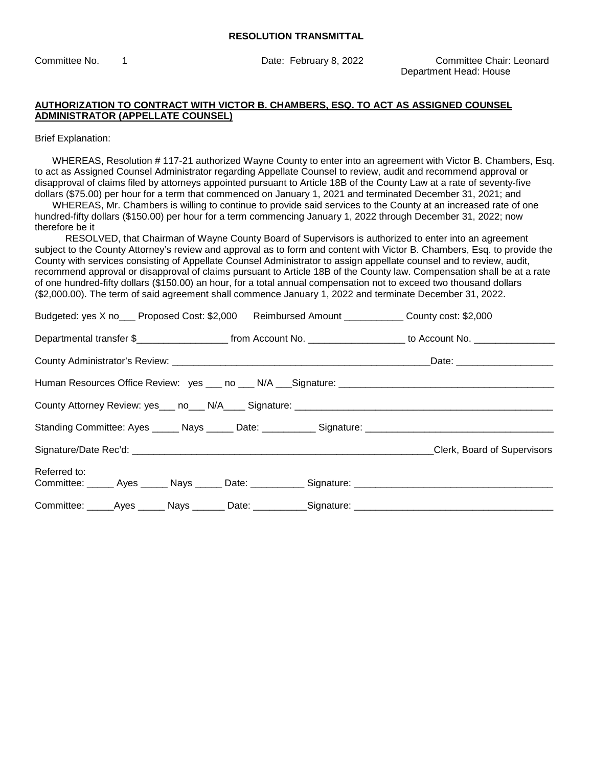**RESOLUTION TRANSMITTAL**

Committee No. 1 Date: February 8, 2022 Committee Chair: Leonard
Department Head: House

**AUTHORIZATION TO CONTRACT WITH VICTOR B. CHAMBERS, ESQ. TO ACT AS ASSIGNED COUNSEL ADMINISTRATOR (APPELLATE COUNSEL)**

Brief Explanation:

WHEREAS, Resolution # 117-21 authorized Wayne County to enter into an agreement with Victor B. Chambers, Esq. to act as Assigned Counsel Administrator regarding Appellate Counsel to review, audit and recommend approval or disapproval of claims filed by attorneys appointed pursuant to Article 18B of the County Law at a rate of seventy-five dollars ($75.00) per hour for a term that commenced on January 1, 2021 and terminated December 31, 2021; and

WHEREAS, Mr. Chambers is willing to continue to provide said services to the County at an increased rate of one hundred-fifty dollars ($150.00) per hour for a term commencing January 1, 2022 through December 31, 2022; now therefore be it

RESOLVED, that Chairman of Wayne County Board of Supervisors is authorized to enter into an agreement subject to the County Attorney's review and approval as to form and content with Victor B. Chambers, Esq. to provide the County with services consisting of Appellate Counsel Administrator to assign appellate counsel and to review, audit, recommend approval or disapproval of claims pursuant to Article 18B of the County law. Compensation shall be at a rate of one hundred-fifty dollars ($150.00) an hour, for a total annual compensation not to exceed two thousand dollars ($2,000.00). The term of said agreement shall commence January 1, 2022 and terminate December 31, 2022.

Budgeted: yes X no___ Proposed Cost: $2,000 Reimbursed Amount ___________ County cost: $2,000

Departmental transfer $_________________ from Account No. __________________ to Account No. _______________

County Administrator's Review: _________________________________________________Date: __________________

Human Resources Office Review: yes ___ no ___ N/A ___Signature: __________________________________________

County Attorney Review: yes___ no___ N/A____ Signature: __________________________________________________

Standing Committee: Ayes _____ Nays _____ Date: __________ Signature: ___________________________________

Signature/Date Rec'd: _________________________________________________________Clerk, Board of Supervisors

Referred to:
Committee: _____ Ayes _____ Nays _____ Date: __________ Signature: _____________________________________

Committee: _____Ayes _____ Nays ______ Date: __________Signature: _____________________________________